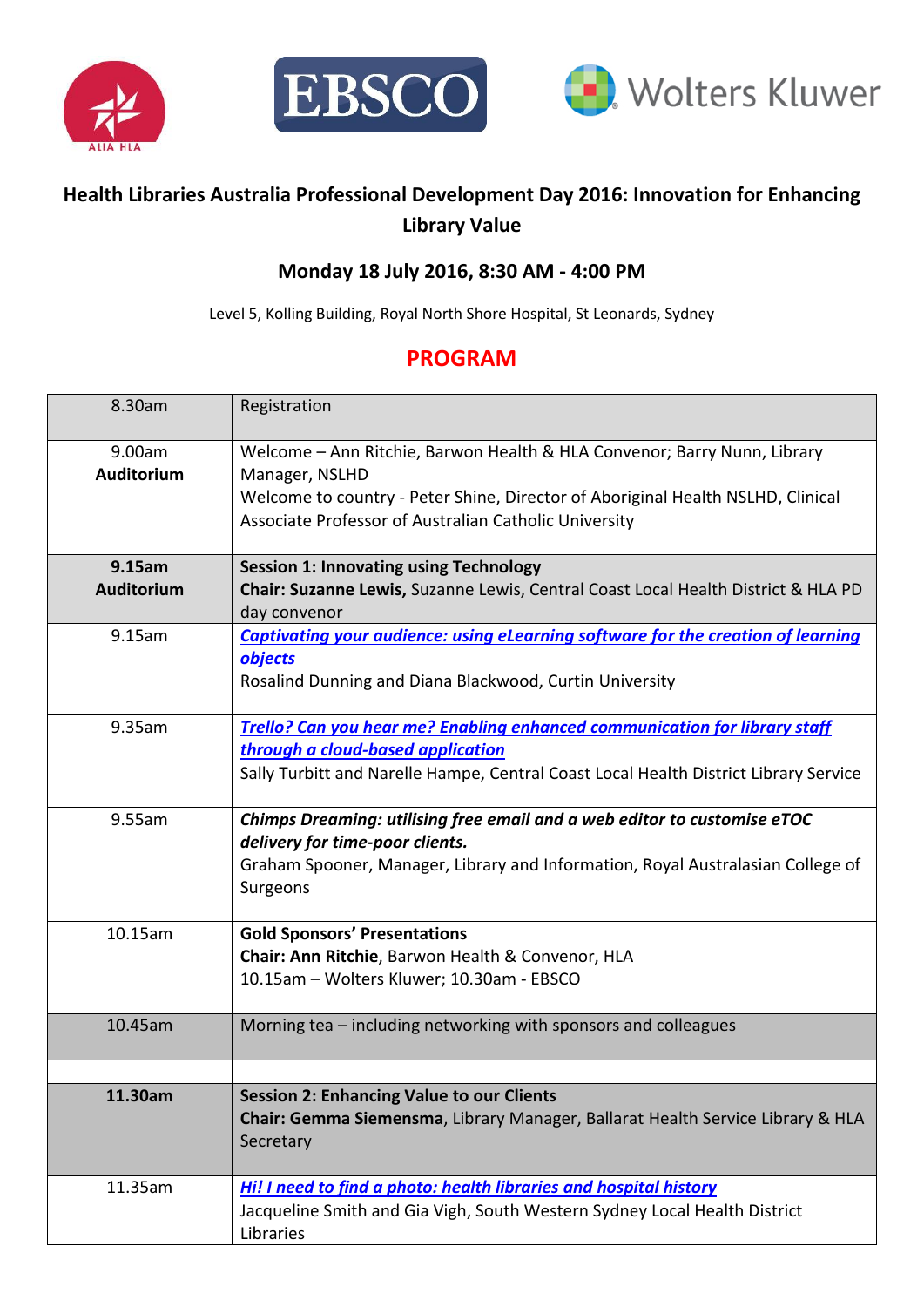# Health Libraries Australia Professional Development Day 2016: Innovation for Enhancing Library Value

## Monday 18 July 2016, 8:30 AM - 4:00 PM

Level 5, Kolling Building, Royal North Shore Hospital, St Leonards, Sydney

## PROGRAM

| | |
|---|---|
| 8.30am | Registration |
| 9.00am **Auditorium** | Welcome – Ann Ritchie, Barwon Health & HLA Convenor; Barry Nunn, Library Manager, NSLHD<br>Welcome to country - Peter Shine, Director of Aboriginal Health NSLHD, Clinical Associate Professor of Australian Catholic University |
| **9.15am Auditorium** | **Session 1: Innovating using Technology**<br>**Chair: Suzanne Lewis,** Suzanne Lewis, Central Coast Local Health District & HLA PD day convenor |
| 9.15am | ***Captivating your audience: using eLearning software for the creation of learning objects***<br>Rosalind Dunning and Diana Blackwood, Curtin University |
| 9.35am | ***Trello? Can you hear me? Enabling enhanced communication for library staff through a cloud-based application***<br>Sally Turbitt and Narelle Hampe, Central Coast Local Health District Library Service |
| 9.55am | ***Chimps Dreaming: utilising free email and a web editor to customise eTOC delivery for time-poor clients.***<br>Graham Spooner, Manager, Library and Information, Royal Australasian College of Surgeons |
| 10.15am | **Gold Sponsors' Presentations**<br>**Chair: Ann Ritchie**, Barwon Health & Convenor, HLA<br>10.15am – Wolters Kluwer; 10.30am - EBSCO |
| 10.45am | Morning tea – including networking with sponsors and colleagues |
| | |
| **11.30am** | **Session 2: Enhancing Value to our Clients**<br>**Chair: Gemma Siemensma**, Library Manager, Ballarat Health Service Library & HLA Secretary |
| 11.35am | ***Hi! I need to find a photo: health libraries and hospital history***<br>Jacqueline Smith and Gia Vigh, South Western Sydney Local Health District Libraries |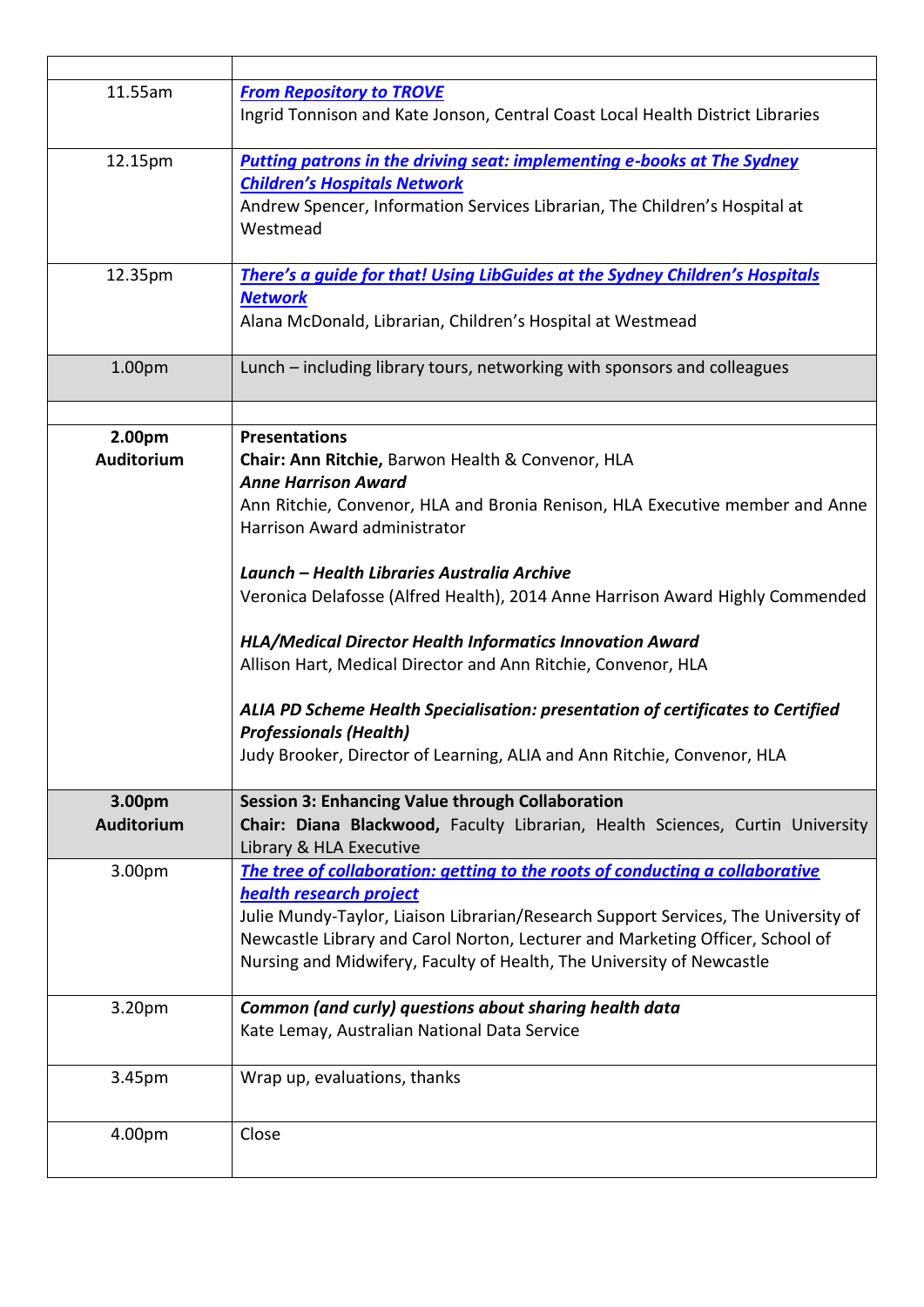| | |
|---|---|
| 11.55am | ***From Repository to TROVE***<br>Ingrid Tonnison and Kate Jonson, Central Coast Local Health District Libraries |
| 12.15pm | ***Putting patrons in the driving seat: implementing e-books at The Sydney Children's Hospitals Network***<br>Andrew Spencer, Information Services Librarian, The Children's Hospital at Westmead |
| 12.35pm | ***There's a guide for that! Using LibGuides at the Sydney Children's Hospitals Network***<br>Alana McDonald, Librarian, Children's Hospital at Westmead |
| 1.00pm | Lunch – including library tours, networking with sponsors and colleagues |
| | |
| **2.00pm Auditorium** | **Presentations**<br>**Chair: Ann Ritchie,** Barwon Health & Convenor, HLA<br>***Anne Harrison Award***<br>Ann Ritchie, Convenor, HLA and Bronia Renison, HLA Executive member and Anne Harrison Award administrator<br><br>***Launch – Health Libraries Australia Archive***<br>Veronica Delafosse (Alfred Health), 2014 Anne Harrison Award Highly Commended<br><br>***HLA/Medical Director Health Informatics Innovation Award***<br>Allison Hart, Medical Director and Ann Ritchie, Convenor, HLA<br><br>***ALIA PD Scheme Health Specialisation: presentation of certificates to Certified Professionals (Health)***<br>Judy Brooker, Director of Learning, ALIA and Ann Ritchie, Convenor, HLA |
| **3.00pm Auditorium** | **Session 3: Enhancing Value through Collaboration**<br>**Chair: Diana Blackwood,** Faculty Librarian, Health Sciences, Curtin University Library & HLA Executive |
| 3.00pm | ***The tree of collaboration: getting to the roots of conducting a collaborative health research project***<br>Julie Mundy-Taylor, Liaison Librarian/Research Support Services, The University of Newcastle Library and Carol Norton, Lecturer and Marketing Officer, School of Nursing and Midwifery, Faculty of Health, The University of Newcastle |
| 3.20pm | ***Common (and curly) questions about sharing health data***<br>Kate Lemay, Australian National Data Service |
| 3.45pm | Wrap up, evaluations, thanks |
| 4.00pm | Close |